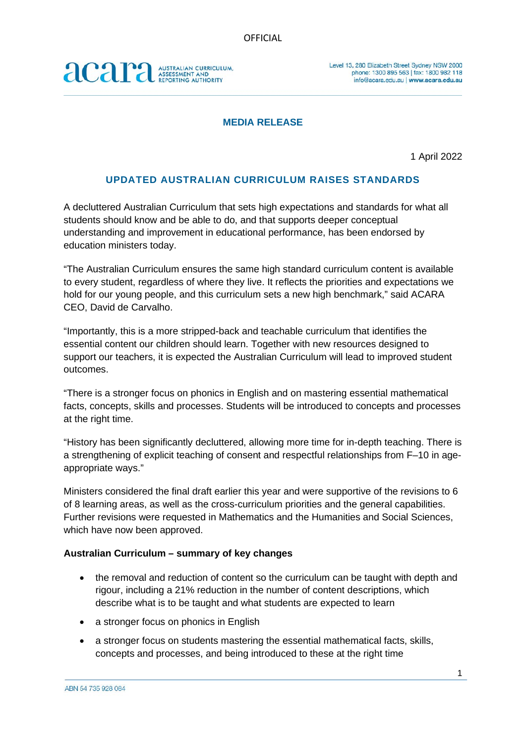OFFICIAL

acara AUSTRALIAN CURRICULUM, ASSESSMENT AND REPORTING AUTHORITY

Level 13, 280 Elizabeth Street Sydney NSW 2000
phone: 1300 895 563 | fax: 1800 982 118
info@acara.edu.au | www.acara.edu.au

## MEDIA RELEASE

1 April 2022

# UPDATED AUSTRALIAN CURRICULUM RAISES STANDARDS

A decluttered Australian Curriculum that sets high expectations and standards for what all students should know and be able to do, and that supports deeper conceptual understanding and improvement in educational performance, has been endorsed by education ministers today.

"The Australian Curriculum ensures the same high standard curriculum content is available to every student, regardless of where they live. It reflects the priorities and expectations we hold for our young people, and this curriculum sets a new high benchmark," said ACARA CEO, David de Carvalho.

"Importantly, this is a more stripped-back and teachable curriculum that identifies the essential content our children should learn. Together with new resources designed to support our teachers, it is expected the Australian Curriculum will lead to improved student outcomes.

"There is a stronger focus on phonics in English and on mastering essential mathematical facts, concepts, skills and processes. Students will be introduced to concepts and processes at the right time.

"History has been significantly decluttered, allowing more time for in-depth teaching. There is a strengthening of explicit teaching of consent and respectful relationships from F–10 in age-appropriate ways."

Ministers considered the final draft earlier this year and were supportive of the revisions to 6 of 8 learning areas, as well as the cross-curriculum priorities and the general capabilities. Further revisions were requested in Mathematics and the Humanities and Social Sciences, which have now been approved.

**Australian Curriculum – summary of key changes**

- the removal and reduction of content so the curriculum can be taught with depth and rigour, including a 21% reduction in the number of content descriptions, which describe what is to be taught and what students are expected to learn
- a stronger focus on phonics in English
- a stronger focus on students mastering the essential mathematical facts, skills, concepts and processes, and being introduced to these at the right time

ABN 54 735 928 084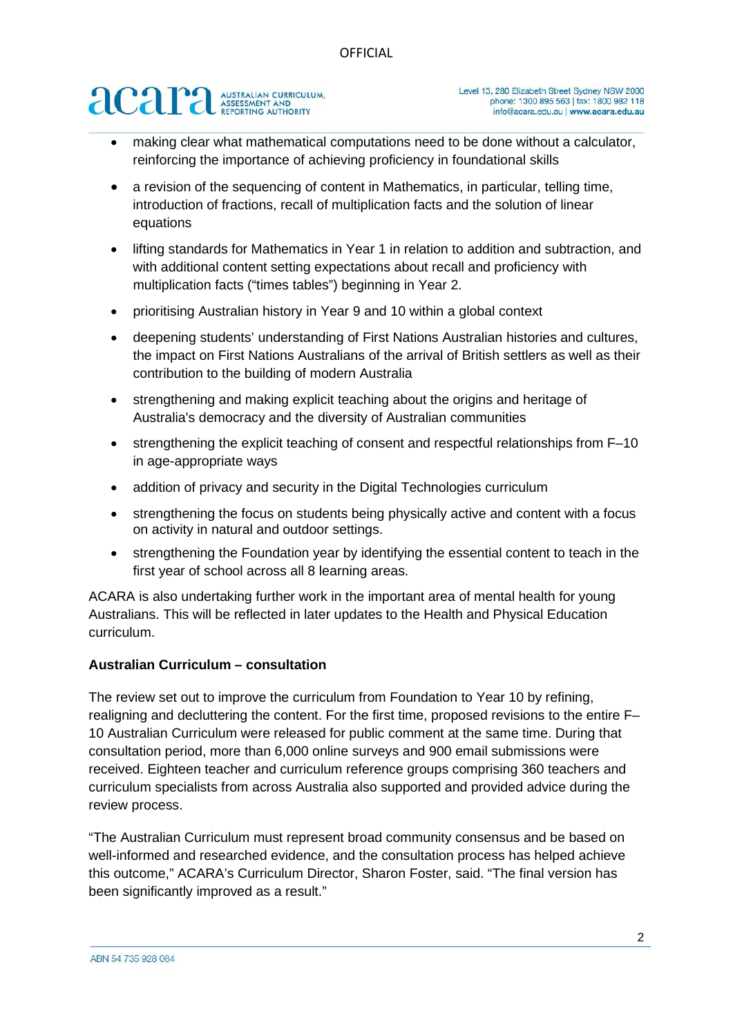- making clear what mathematical computations need to be done without a calculator, reinforcing the importance of achieving proficiency in foundational skills
- a revision of the sequencing of content in Mathematics, in particular, telling time, introduction of fractions, recall of multiplication facts and the solution of linear equations
- lifting standards for Mathematics in Year 1 in relation to addition and subtraction, and with additional content setting expectations about recall and proficiency with multiplication facts ("times tables") beginning in Year 2.
- prioritising Australian history in Year 9 and 10 within a global context
- deepening students' understanding of First Nations Australian histories and cultures, the impact on First Nations Australians of the arrival of British settlers as well as their contribution to the building of modern Australia
- strengthening and making explicit teaching about the origins and heritage of Australia's democracy and the diversity of Australian communities
- strengthening the explicit teaching of consent and respectful relationships from F–10 in age-appropriate ways
- addition of privacy and security in the Digital Technologies curriculum
- strengthening the focus on students being physically active and content with a focus on activity in natural and outdoor settings.
- strengthening the Foundation year by identifying the essential content to teach in the first year of school across all 8 learning areas.

ACARA is also undertaking further work in the important area of mental health for young Australians. This will be reflected in later updates to the Health and Physical Education curriculum.

**Australian Curriculum – consultation**

The review set out to improve the curriculum from Foundation to Year 10 by refining, realigning and decluttering the content. For the first time, proposed revisions to the entire F–10 Australian Curriculum were released for public comment at the same time. During that consultation period, more than 6,000 online surveys and 900 email submissions were received. Eighteen teacher and curriculum reference groups comprising 360 teachers and curriculum specialists from across Australia also supported and provided advice during the review process.

"The Australian Curriculum must represent broad community consensus and be based on well-informed and researched evidence, and the consultation process has helped achieve this outcome," ACARA's Curriculum Director, Sharon Foster, said. "The final version has been significantly improved as a result."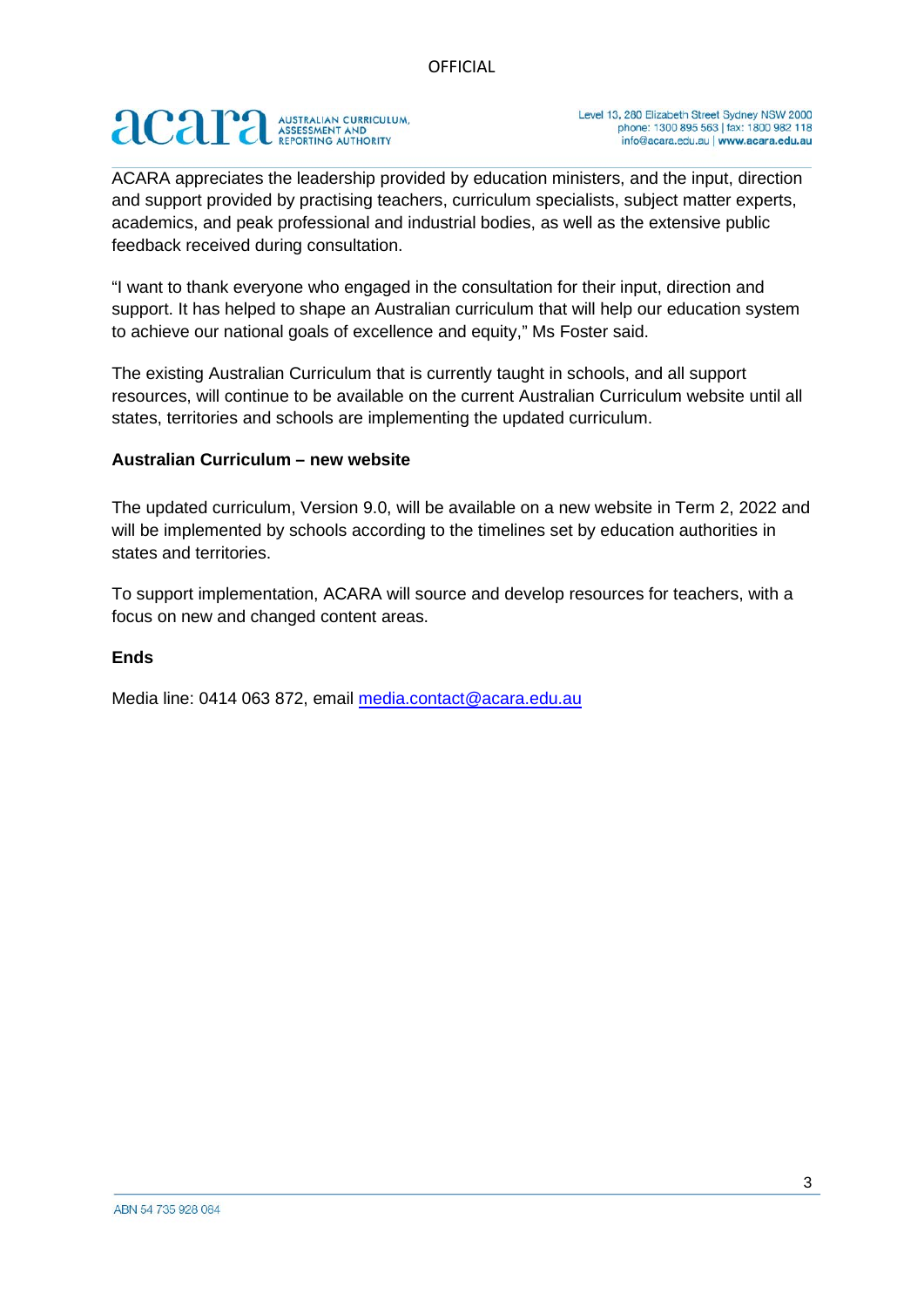ACARA appreciates the leadership provided by education ministers, and the input, direction and support provided by practising teachers, curriculum specialists, subject matter experts, academics, and peak professional and industrial bodies, as well as the extensive public feedback received during consultation.

"I want to thank everyone who engaged in the consultation for their input, direction and support. It has helped to shape an Australian curriculum that will help our education system to achieve our national goals of excellence and equity," Ms Foster said.

The existing Australian Curriculum that is currently taught in schools, and all support resources, will continue to be available on the current Australian Curriculum website until all states, territories and schools are implementing the updated curriculum.

**Australian Curriculum – new website**

The updated curriculum, Version 9.0, will be available on a new website in Term 2, 2022 and will be implemented by schools according to the timelines set by education authorities in states and territories.

To support implementation, ACARA will source and develop resources for teachers, with a focus on new and changed content areas.

**Ends**

Media line: 0414 063 872, email media.contact@acara.edu.au